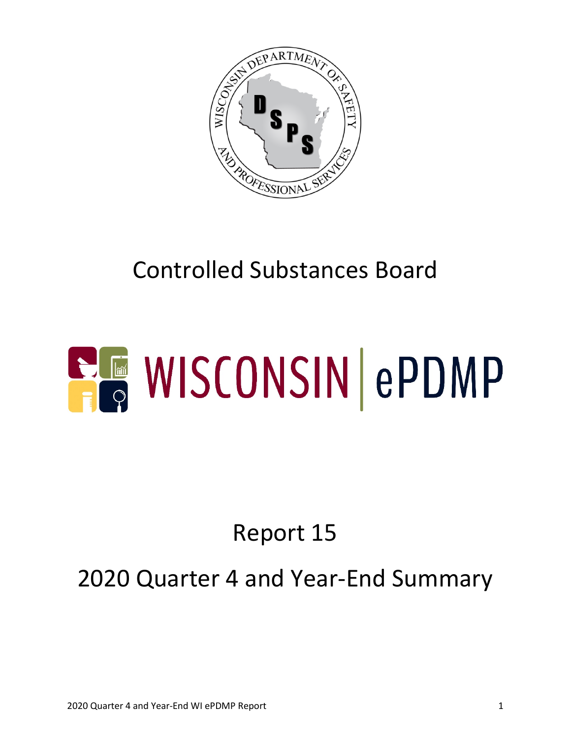# Controlled Substances Board

# WISCONSIN | ePDMP

## Report 15

## 2020 Quarter 4 and Year-End Summary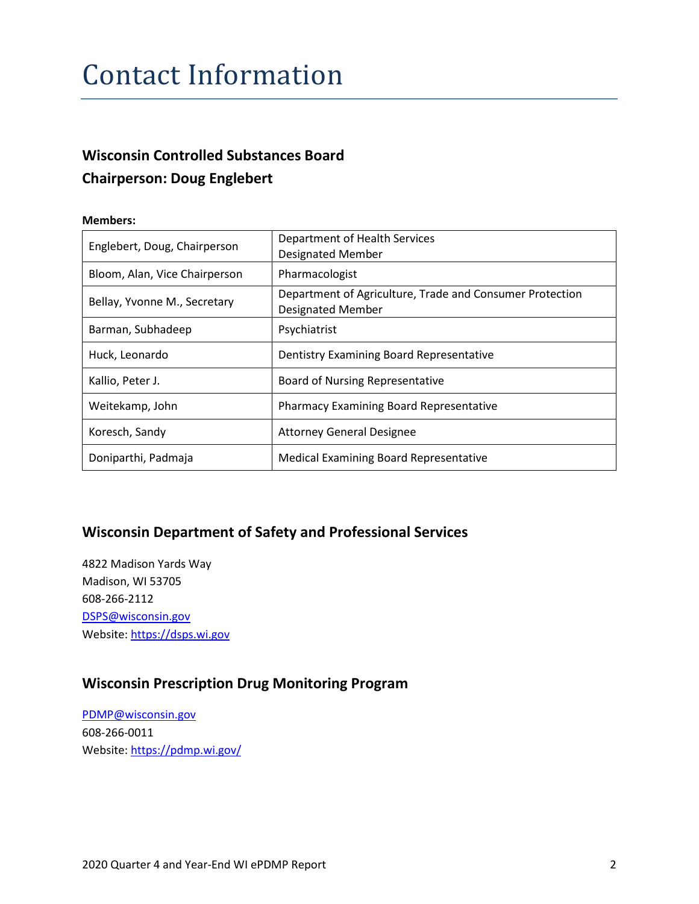# Contact Information

### Wisconsin Controlled Substances Board
### Chairperson: Doug Englebert

**Members:**

| | |
|---|---|
| Englebert, Doug, Chairperson | Department of Health Services Designated Member |
| Bloom, Alan, Vice Chairperson | Pharmacologist |
| Bellay, Yvonne M., Secretary | Department of Agriculture, Trade and Consumer Protection Designated Member |
| Barman, Subhadeep | Psychiatrist |
| Huck, Leonardo | Dentistry Examining Board Representative |
| Kallio, Peter J. | Board of Nursing Representative |
| Weitekamp, John | Pharmacy Examining Board Representative |
| Koresch, Sandy | Attorney General Designee |
| Doniparthi, Padmaja | Medical Examining Board Representative |

## Wisconsin Department of Safety and Professional Services

4822 Madison Yards Way
Madison, WI 53705
608-266-2112
DSPS@wisconsin.gov
Website: https://dsps.wi.gov

## Wisconsin Prescription Drug Monitoring Program

PDMP@wisconsin.gov
608-266-0011
Website: https://pdmp.wi.gov/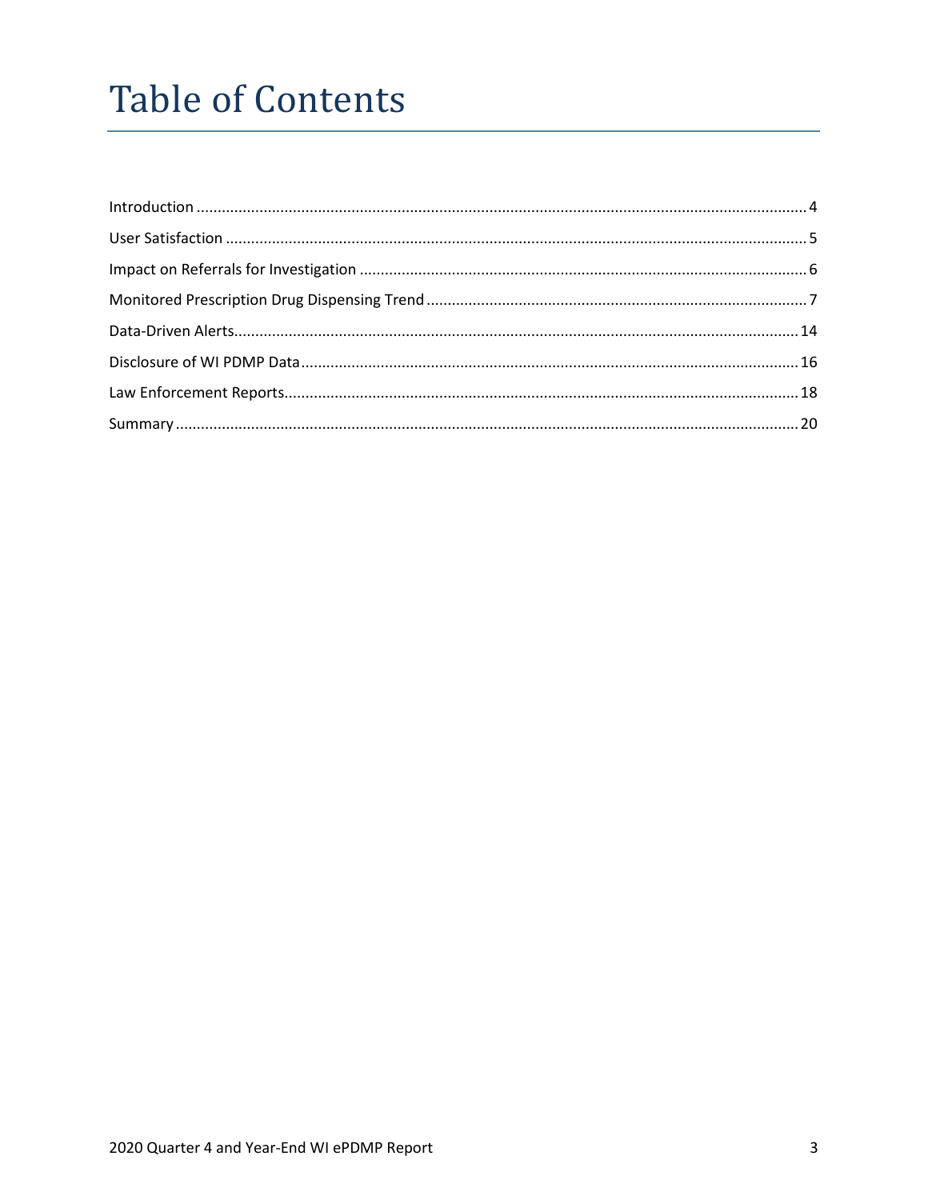# Table of Contents

Introduction ........................................................................................................................................ 4

User Satisfaction .................................................................................................................................. 5

Impact on Referrals for Investigation .................................................................................................. 6

Monitored Prescription Drug Dispensing Trend ................................................................................... 7

Data-Driven Alerts................................................................................................................................ 14

Disclosure of WI PDMP Data ................................................................................................................ 16

Law Enforcement Reports..................................................................................................................... 18

Summary .............................................................................................................................................. 20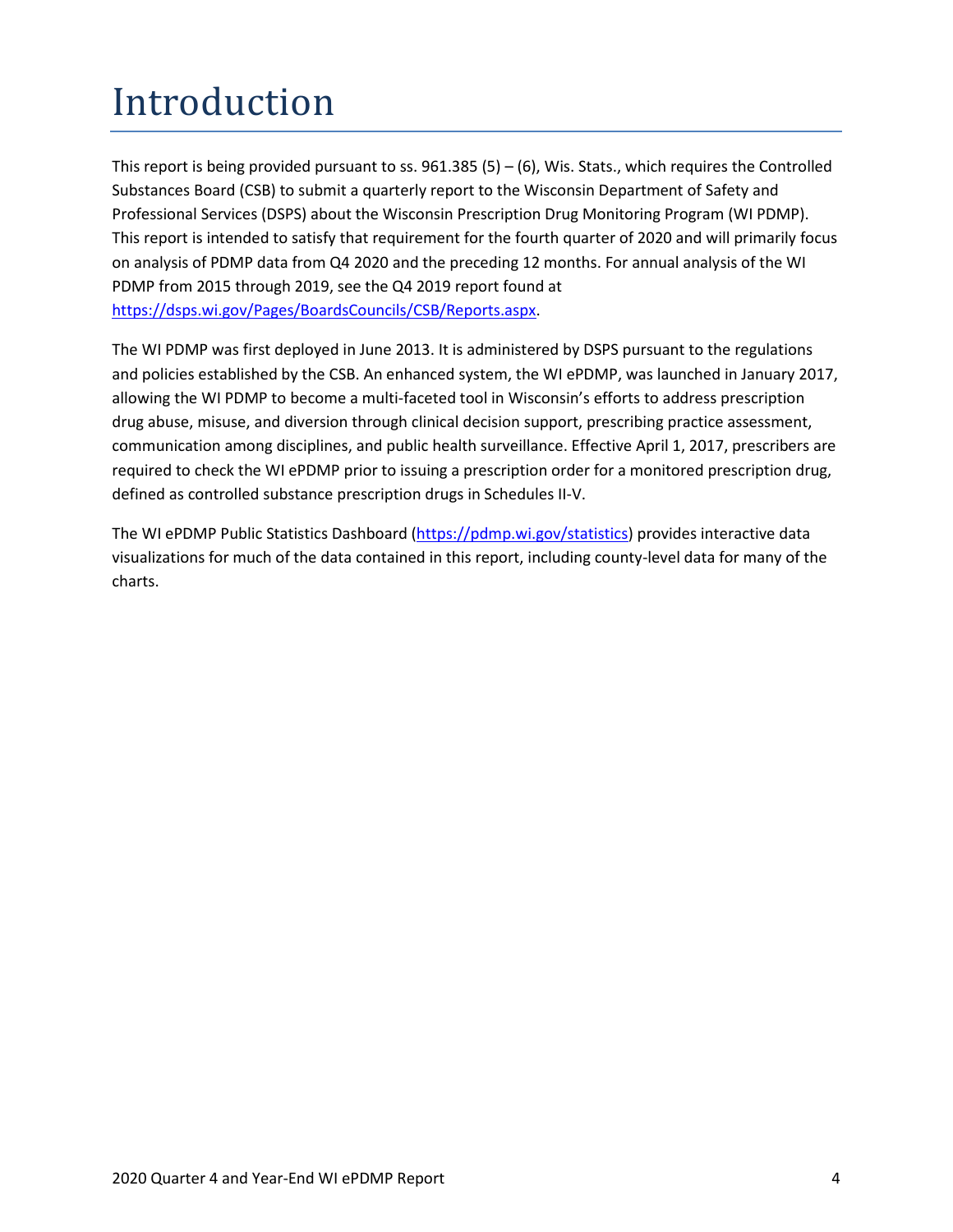# Introduction

This report is being provided pursuant to ss. 961.385 (5) – (6), Wis. Stats., which requires the Controlled Substances Board (CSB) to submit a quarterly report to the Wisconsin Department of Safety and Professional Services (DSPS) about the Wisconsin Prescription Drug Monitoring Program (WI PDMP). This report is intended to satisfy that requirement for the fourth quarter of 2020 and will primarily focus on analysis of PDMP data from Q4 2020 and the preceding 12 months. For annual analysis of the WI PDMP from 2015 through 2019, see the Q4 2019 report found at [https://dsps.wi.gov/Pages/BoardsCouncils/CSB/Reports.aspx](https://dsps.wi.gov/Pages/BoardsCouncils/CSB/Reports.aspx).

The WI PDMP was first deployed in June 2013. It is administered by DSPS pursuant to the regulations and policies established by the CSB. An enhanced system, the WI ePDMP, was launched in January 2017, allowing the WI PDMP to become a multi-faceted tool in Wisconsin's efforts to address prescription drug abuse, misuse, and diversion through clinical decision support, prescribing practice assessment, communication among disciplines, and public health surveillance. Effective April 1, 2017, prescribers are required to check the WI ePDMP prior to issuing a prescription order for a monitored prescription drug, defined as controlled substance prescription drugs in Schedules II-V.

The WI ePDMP Public Statistics Dashboard ([https://pdmp.wi.gov/statistics](https://pdmp.wi.gov/statistics)) provides interactive data visualizations for much of the data contained in this report, including county-level data for many of the charts.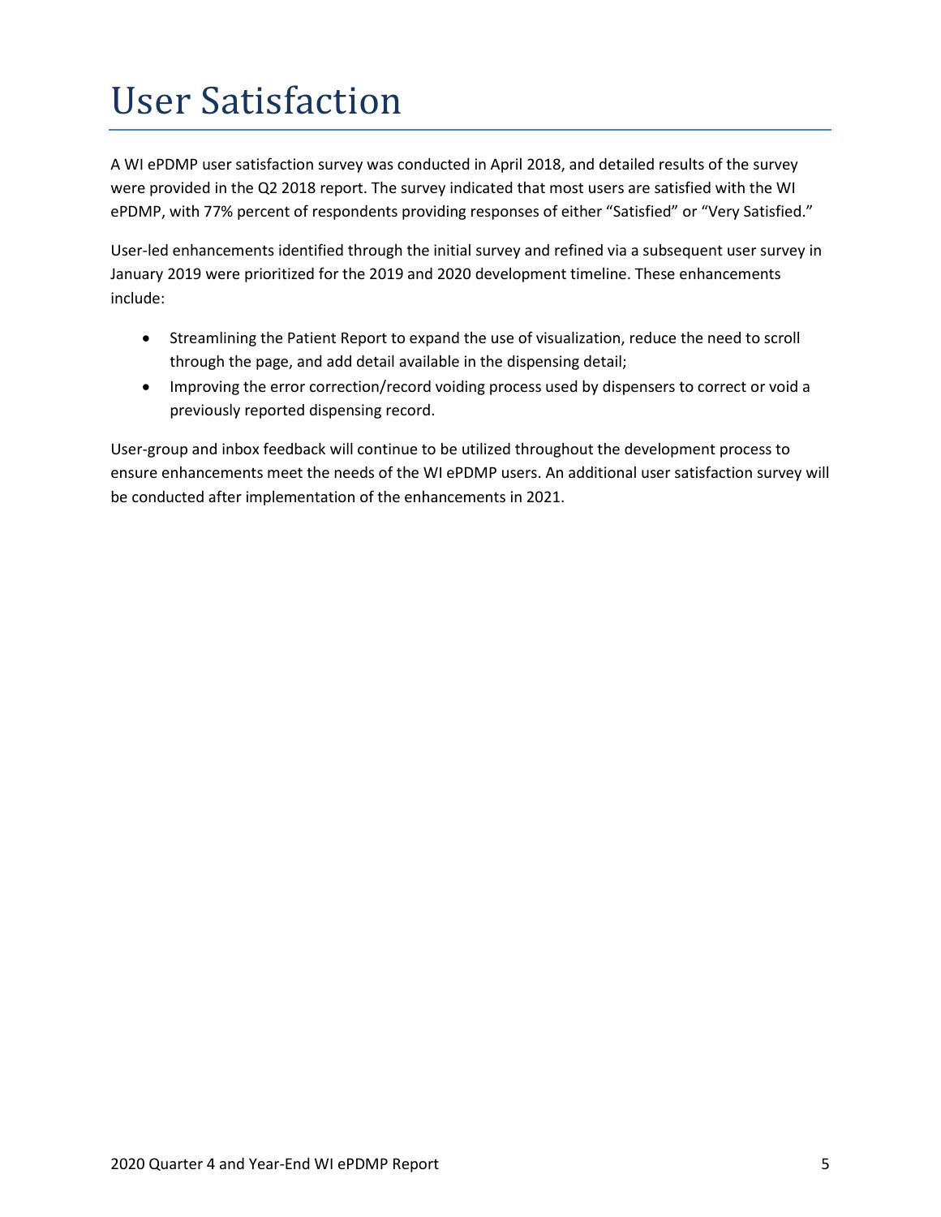# User Satisfaction

A WI ePDMP user satisfaction survey was conducted in April 2018, and detailed results of the survey were provided in the Q2 2018 report. The survey indicated that most users are satisfied with the WI ePDMP, with 77% percent of respondents providing responses of either "Satisfied" or "Very Satisfied."

User-led enhancements identified through the initial survey and refined via a subsequent user survey in January 2019 were prioritized for the 2019 and 2020 development timeline. These enhancements include:

- Streamlining the Patient Report to expand the use of visualization, reduce the need to scroll through the page, and add detail available in the dispensing detail;
- Improving the error correction/record voiding process used by dispensers to correct or void a previously reported dispensing record.

User-group and inbox feedback will continue to be utilized throughout the development process to ensure enhancements meet the needs of the WI ePDMP users. An additional user satisfaction survey will be conducted after implementation of the enhancements in 2021.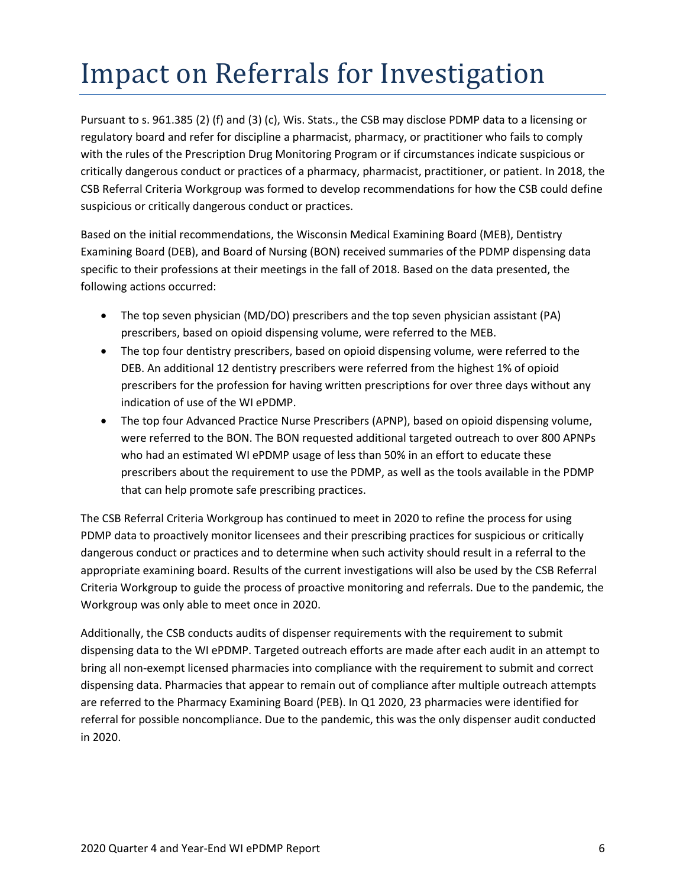# Impact on Referrals for Investigation

Pursuant to s. 961.385 (2) (f) and (3) (c), Wis. Stats., the CSB may disclose PDMP data to a licensing or regulatory board and refer for discipline a pharmacist, pharmacy, or practitioner who fails to comply with the rules of the Prescription Drug Monitoring Program or if circumstances indicate suspicious or critically dangerous conduct or practices of a pharmacy, pharmacist, practitioner, or patient. In 2018, the CSB Referral Criteria Workgroup was formed to develop recommendations for how the CSB could define suspicious or critically dangerous conduct or practices.

Based on the initial recommendations, the Wisconsin Medical Examining Board (MEB), Dentistry Examining Board (DEB), and Board of Nursing (BON) received summaries of the PDMP dispensing data specific to their professions at their meetings in the fall of 2018. Based on the data presented, the following actions occurred:

- The top seven physician (MD/DO) prescribers and the top seven physician assistant (PA) prescribers, based on opioid dispensing volume, were referred to the MEB.
- The top four dentistry prescribers, based on opioid dispensing volume, were referred to the DEB. An additional 12 dentistry prescribers were referred from the highest 1% of opioid prescribers for the profession for having written prescriptions for over three days without any indication of use of the WI ePDMP.
- The top four Advanced Practice Nurse Prescribers (APNP), based on opioid dispensing volume, were referred to the BON. The BON requested additional targeted outreach to over 800 APNPs who had an estimated WI ePDMP usage of less than 50% in an effort to educate these prescribers about the requirement to use the PDMP, as well as the tools available in the PDMP that can help promote safe prescribing practices.

The CSB Referral Criteria Workgroup has continued to meet in 2020 to refine the process for using PDMP data to proactively monitor licensees and their prescribing practices for suspicious or critically dangerous conduct or practices and to determine when such activity should result in a referral to the appropriate examining board. Results of the current investigations will also be used by the CSB Referral Criteria Workgroup to guide the process of proactive monitoring and referrals. Due to the pandemic, the Workgroup was only able to meet once in 2020.

Additionally, the CSB conducts audits of dispenser requirements with the requirement to submit dispensing data to the WI ePDMP. Targeted outreach efforts are made after each audit in an attempt to bring all non-exempt licensed pharmacies into compliance with the requirement to submit and correct dispensing data. Pharmacies that appear to remain out of compliance after multiple outreach attempts are referred to the Pharmacy Examining Board (PEB). In Q1 2020, 23 pharmacies were identified for referral for possible noncompliance. Due to the pandemic, this was the only dispenser audit conducted in 2020.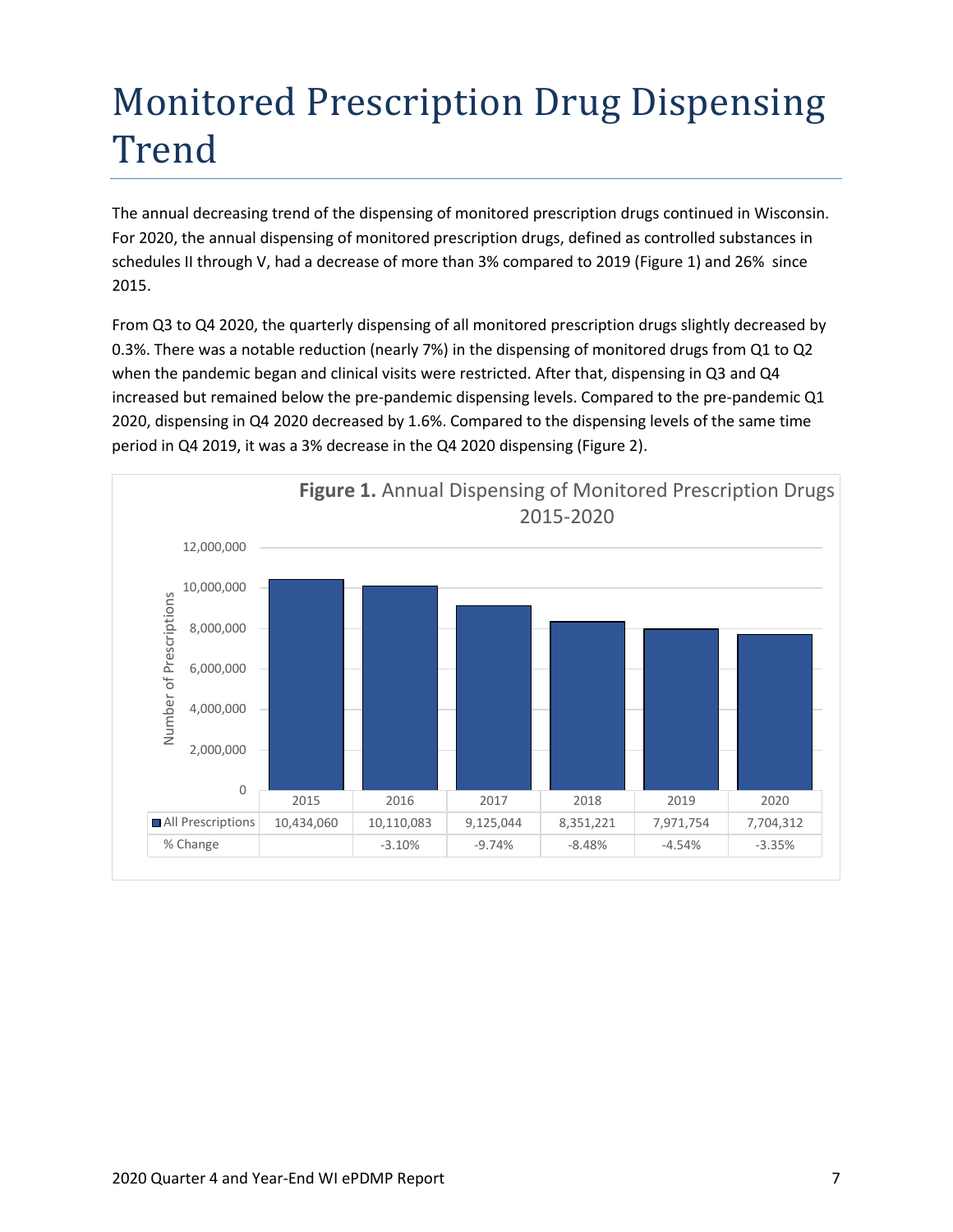# Monitored Prescription Drug Dispensing Trend

The annual decreasing trend of the dispensing of monitored prescription drugs continued in Wisconsin. For 2020, the annual dispensing of monitored prescription drugs, defined as controlled substances in schedules II through V, had a decrease of more than 3% compared to 2019 (Figure 1) and 26% since 2015.

From Q3 to Q4 2020, the quarterly dispensing of all monitored prescription drugs slightly decreased by 0.3%. There was a notable reduction (nearly 7%) in the dispensing of monitored drugs from Q1 to Q2 when the pandemic began and clinical visits were restricted. After that, dispensing in Q3 and Q4 increased but remained below the pre-pandemic dispensing levels. Compared to the pre-pandemic Q1 2020, dispensing in Q4 2020 decreased by 1.6%. Compared to the dispensing levels of the same time period in Q4 2019, it was a 3% decrease in the Q4 2020 dispensing (Figure 2).

**Figure 1.** Annual Dispensing of Monitored Prescription Drugs 2015-2020

| | 2015 | 2016 | 2017 | 2018 | 2019 | 2020 |
|---|---|---|---|---|---|---|
| All Prescriptions | 10,434,060 | 10,110,083 | 9,125,044 | 8,351,221 | 7,971,754 | 7,704,312 |
| % Change | | -3.10% | -9.74% | -8.48% | -4.54% | -3.35% |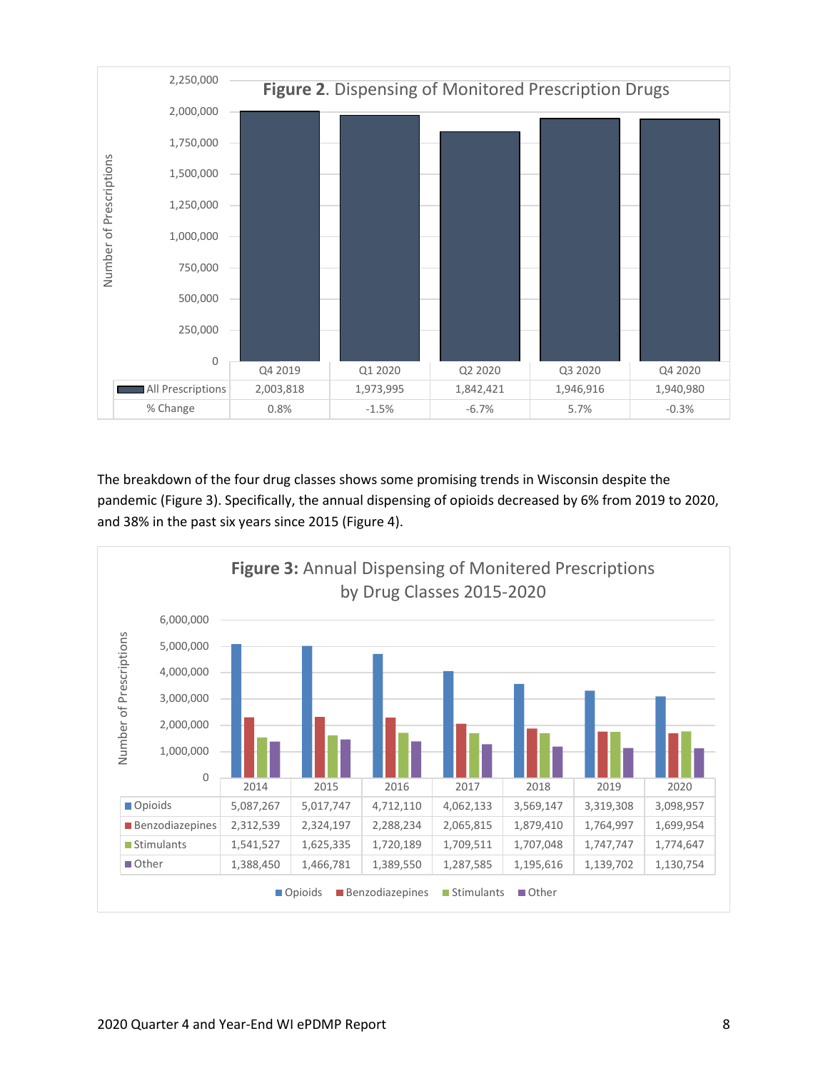**Figure 2**. Dispensing of Monitored Prescription Drugs

| | Q4 2019 | Q1 2020 | Q2 2020 | Q3 2020 | Q4 2020 |
|---|---|---|---|---|---|
| All Prescriptions | 2,003,818 | 1,973,995 | 1,842,421 | 1,946,916 | 1,940,980 |
| % Change | 0.8% | -1.5% | -6.7% | 5.7% | -0.3% |

The breakdown of the four drug classes shows some promising trends in Wisconsin despite the pandemic (Figure 3). Specifically, the annual dispensing of opioids decreased by 6% from 2019 to 2020, and 38% in the past six years since 2015 (Figure 4).

**Figure 3:** Annual Dispensing of Monitered Prescriptions by Drug Classes 2015-2020

| | 2014 | 2015 | 2016 | 2017 | 2018 | 2019 | 2020 |
|---|---|---|---|---|---|---|---|
| Opioids | 5,087,267 | 5,017,747 | 4,712,110 | 4,062,133 | 3,569,147 | 3,319,308 | 3,098,957 |
| Benzodiazepines | 2,312,539 | 2,324,197 | 2,288,234 | 2,065,815 | 1,879,410 | 1,764,997 | 1,699,954 |
| Stimulants | 1,541,527 | 1,625,335 | 1,720,189 | 1,709,511 | 1,707,048 | 1,747,747 | 1,774,647 |
| Other | 1,388,450 | 1,466,781 | 1,389,550 | 1,287,585 | 1,195,616 | 1,139,702 | 1,130,754 |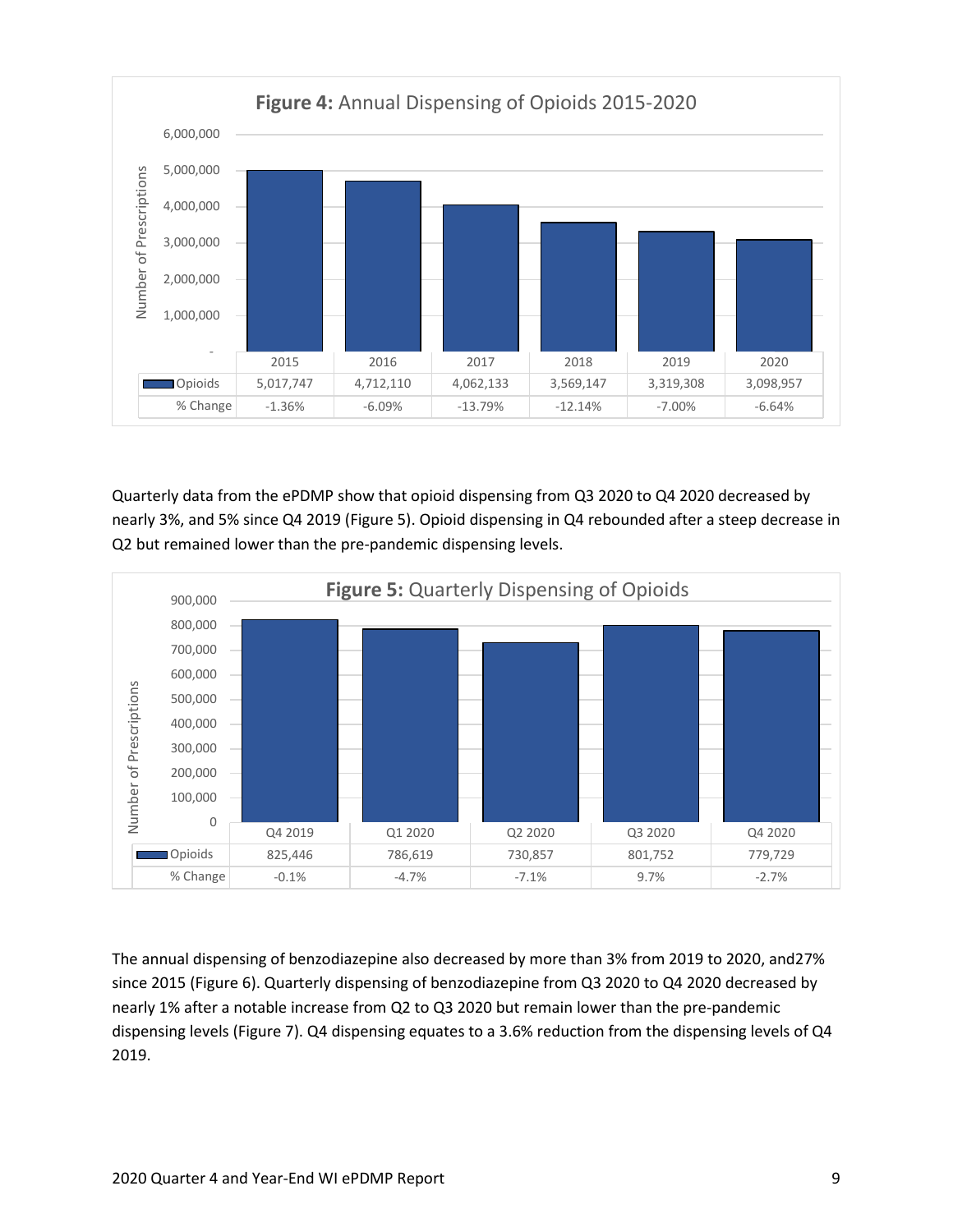**Figure 4:** Annual Dispensing of Opioids 2015-2020

| | 2015 | 2016 | 2017 | 2018 | 2019 | 2020 |
|---|---|---|---|---|---|---|
| Opioids | 5,017,747 | 4,712,110 | 4,062,133 | 3,569,147 | 3,319,308 | 3,098,957 |
| % Change | -1.36% | -6.09% | -13.79% | -12.14% | -7.00% | -6.64% |

Quarterly data from the ePDMP show that opioid dispensing from Q3 2020 to Q4 2020 decreased by nearly 3%, and 5% since Q4 2019 (Figure 5). Opioid dispensing in Q4 rebounded after a steep decrease in Q2 but remained lower than the pre-pandemic dispensing levels.

**Figure 5:** Quarterly Dispensing of Opioids

| | Q4 2019 | Q1 2020 | Q2 2020 | Q3 2020 | Q4 2020 |
|---|---|---|---|---|---|
| Opioids | 825,446 | 786,619 | 730,857 | 801,752 | 779,729 |
| % Change | -0.1% | -4.7% | -7.1% | 9.7% | -2.7% |

The annual dispensing of benzodiazepine also decreased by more than 3% from 2019 to 2020, and27% since 2015 (Figure 6). Quarterly dispensing of benzodiazepine from Q3 2020 to Q4 2020 decreased by nearly 1% after a notable increase from Q2 to Q3 2020 but remain lower than the pre-pandemic dispensing levels (Figure 7). Q4 dispensing equates to a 3.6% reduction from the dispensing levels of Q4 2019.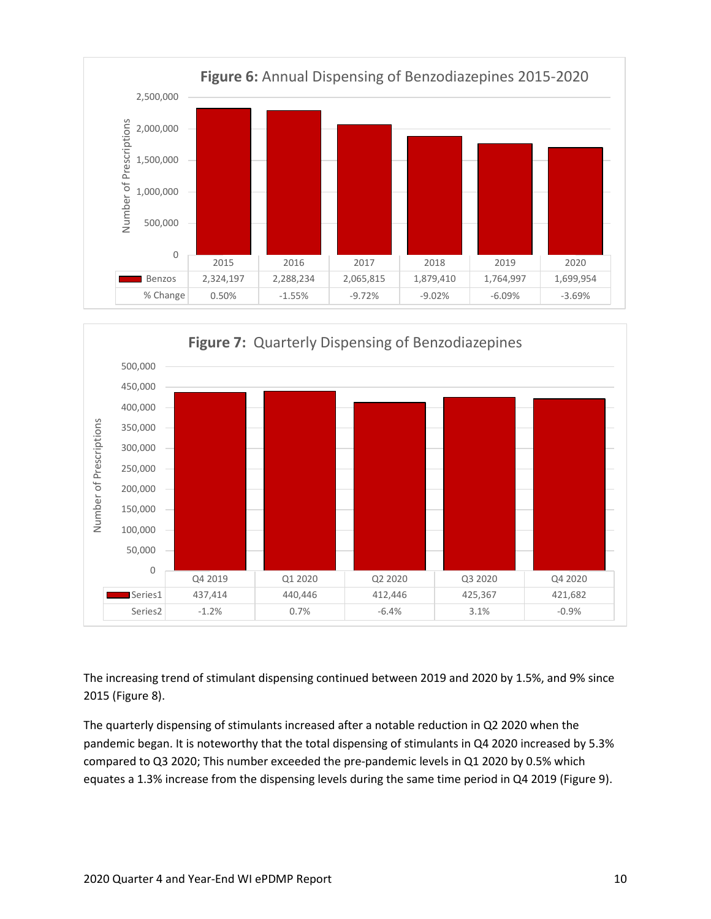**Figure 6:** Annual Dispensing of Benzodiazepines 2015-2020

| | 2015 | 2016 | 2017 | 2018 | 2019 | 2020 |
|---|---|---|---|---|---|---|
| Benzos | 2,324,197 | 2,288,234 | 2,065,815 | 1,879,410 | 1,764,997 | 1,699,954 |
| % Change | 0.50% | -1.55% | -9.72% | -9.02% | -6.09% | -3.69% |

**Figure 7:** Quarterly Dispensing of Benzodiazepines

| | Q4 2019 | Q1 2020 | Q2 2020 | Q3 2020 | Q4 2020 |
|---|---|---|---|---|---|
| Series1 | 437,414 | 440,446 | 412,446 | 425,367 | 421,682 |
| Series2 | -1.2% | 0.7% | -6.4% | 3.1% | -0.9% |

The increasing trend of stimulant dispensing continued between 2019 and 2020 by 1.5%, and 9% since 2015 (Figure 8).

The quarterly dispensing of stimulants increased after a notable reduction in Q2 2020 when the pandemic began. It is noteworthy that the total dispensing of stimulants in Q4 2020 increased by 5.3% compared to Q3 2020; This number exceeded the pre-pandemic levels in Q1 2020 by 0.5% which equates a 1.3% increase from the dispensing levels during the same time period in Q4 2019 (Figure 9).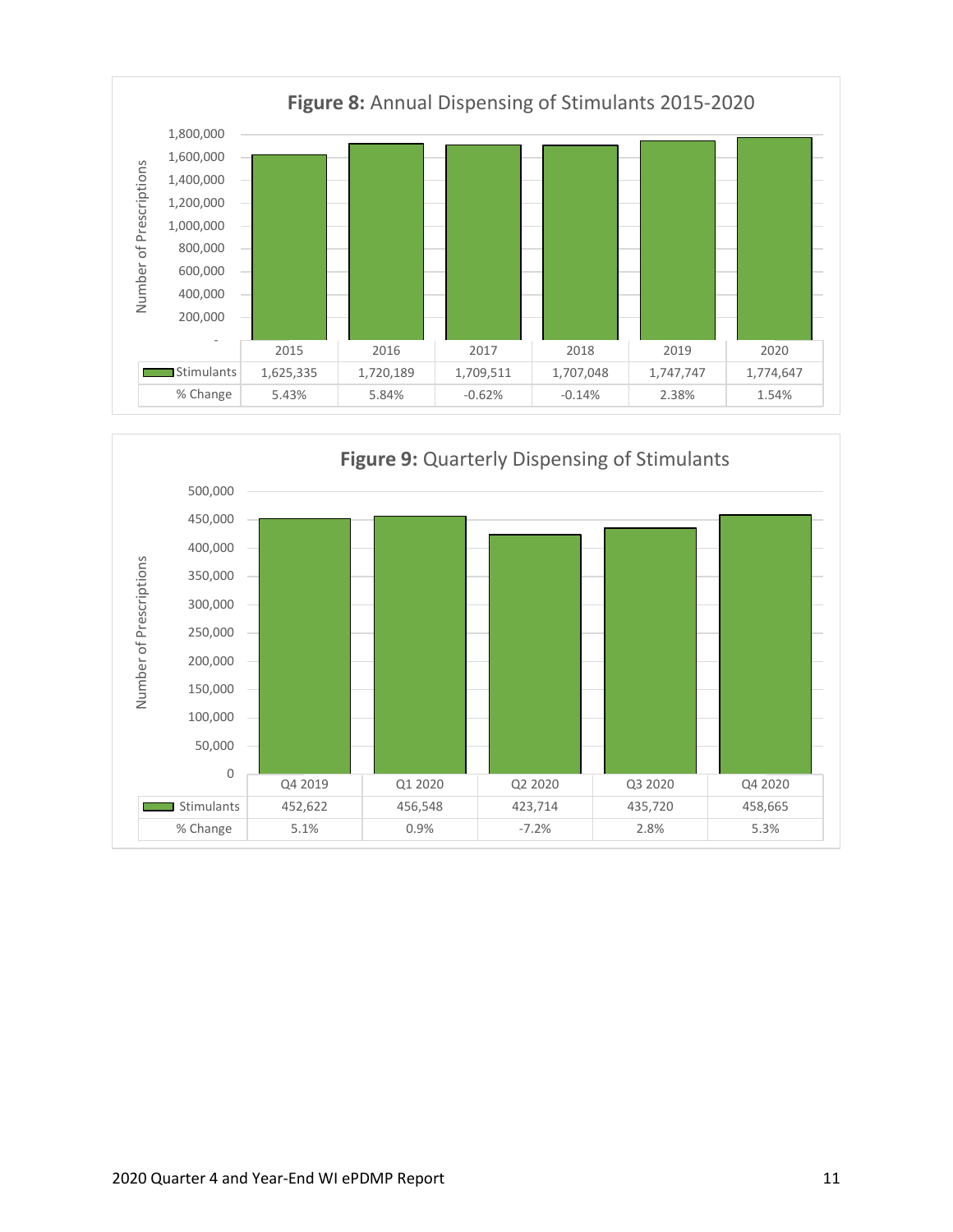**Figure 8:** Annual Dispensing of Stimulants 2015-2020

| | 2015 | 2016 | 2017 | 2018 | 2019 | 2020 |
|---|---|---|---|---|---|---|
| Stimulants | 1,625,335 | 1,720,189 | 1,709,511 | 1,707,048 | 1,747,747 | 1,774,647 |
| % Change | 5.43% | 5.84% | -0.62% | -0.14% | 2.38% | 1.54% |

**Figure 9:** Quarterly Dispensing of Stimulants

| | Q4 2019 | Q1 2020 | Q2 2020 | Q3 2020 | Q4 2020 |
|---|---|---|---|---|---|
| Stimulants | 452,622 | 456,548 | 423,714 | 435,720 | 458,665 |
| % Change | 5.1% | 0.9% | -7.2% | 2.8% | 5.3% |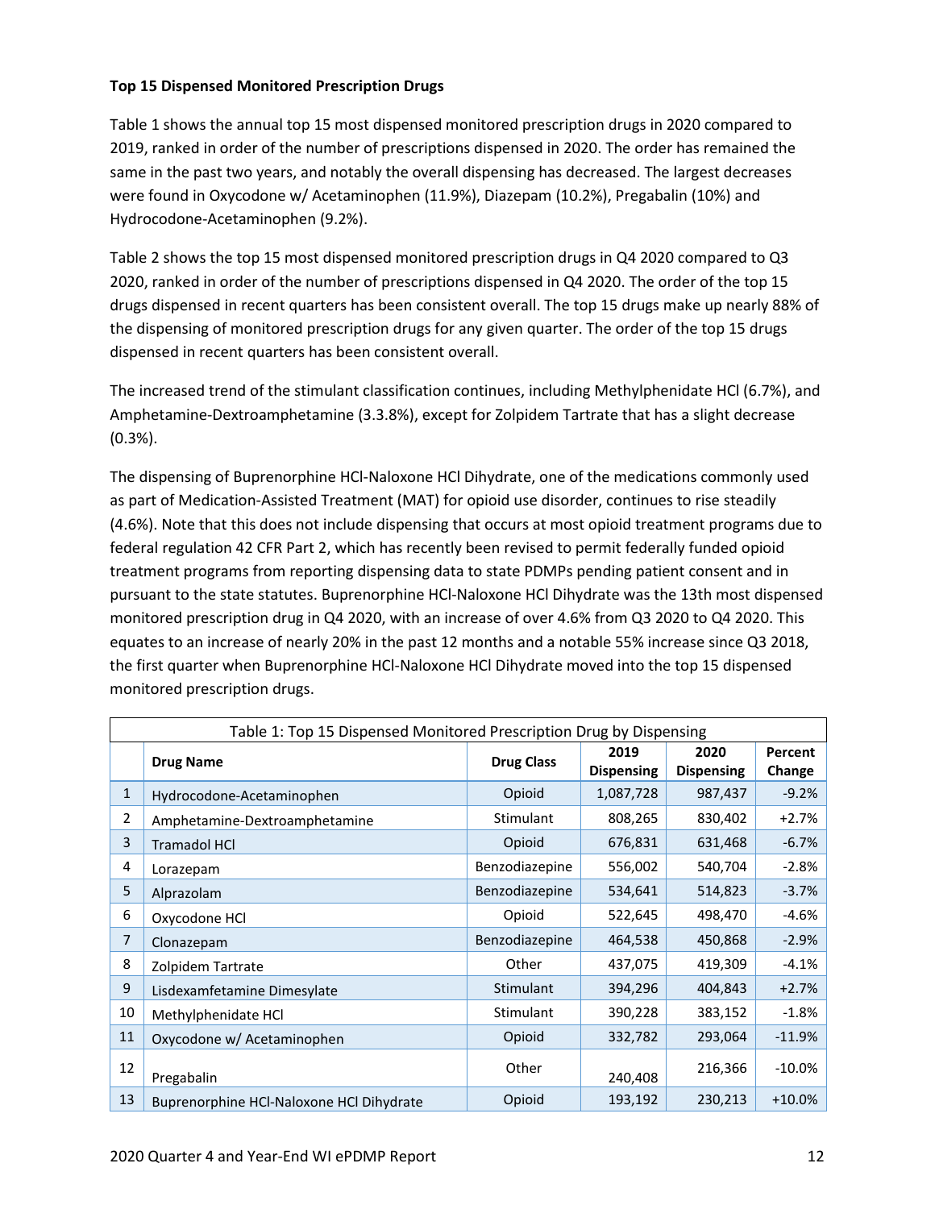**Top 15 Dispensed Monitored Prescription Drugs**

Table 1 shows the annual top 15 most dispensed monitored prescription drugs in 2020 compared to 2019, ranked in order of the number of prescriptions dispensed in 2020. The order has remained the same in the past two years, and notably the overall dispensing has decreased. The largest decreases were found in Oxycodone w/ Acetaminophen (11.9%), Diazepam (10.2%), Pregabalin (10%) and Hydrocodone-Acetaminophen (9.2%).

Table 2 shows the top 15 most dispensed monitored prescription drugs in Q4 2020 compared to Q3 2020, ranked in order of the number of prescriptions dispensed in Q4 2020. The order of the top 15 drugs dispensed in recent quarters has been consistent overall. The top 15 drugs make up nearly 88% of the dispensing of monitored prescription drugs for any given quarter. The order of the top 15 drugs dispensed in recent quarters has been consistent overall.

The increased trend of the stimulant classification continues, including Methylphenidate HCl (6.7%), and Amphetamine-Dextroamphetamine (3.3.8%), except for Zolpidem Tartrate that has a slight decrease (0.3%).

The dispensing of Buprenorphine HCl-Naloxone HCl Dihydrate, one of the medications commonly used as part of Medication-Assisted Treatment (MAT) for opioid use disorder, continues to rise steadily (4.6%). Note that this does not include dispensing that occurs at most opioid treatment programs due to federal regulation 42 CFR Part 2, which has recently been revised to permit federally funded opioid treatment programs from reporting dispensing data to state PDMPs pending patient consent and in pursuant to the state statutes. Buprenorphine HCl-Naloxone HCl Dihydrate was the 13th most dispensed monitored prescription drug in Q4 2020, with an increase of over 4.6% from Q3 2020 to Q4 2020. This equates to an increase of nearly 20% in the past 12 months and a notable 55% increase since Q3 2018, the first quarter when Buprenorphine HCl-Naloxone HCl Dihydrate moved into the top 15 dispensed monitored prescription drugs.

Table 1: Top 15 Dispensed Monitored Prescription Drug by Dispensing

| | Drug Name | Drug Class | 2019 Dispensing | 2020 Dispensing | Percent Change |
|---|---|---|---|---|---|
| 1 | Hydrocodone-Acetaminophen | Opioid | 1,087,728 | 987,437 | -9.2% |
| 2 | Amphetamine-Dextroamphetamine | Stimulant | 808,265 | 830,402 | +2.7% |
| 3 | Tramadol HCl | Opioid | 676,831 | 631,468 | -6.7% |
| 4 | Lorazepam | Benzodiazepine | 556,002 | 540,704 | -2.8% |
| 5 | Alprazolam | Benzodiazepine | 534,641 | 514,823 | -3.7% |
| 6 | Oxycodone HCl | Opioid | 522,645 | 498,470 | -4.6% |
| 7 | Clonazepam | Benzodiazepine | 464,538 | 450,868 | -2.9% |
| 8 | Zolpidem Tartrate | Other | 437,075 | 419,309 | -4.1% |
| 9 | Lisdexamfetamine Dimesylate | Stimulant | 394,296 | 404,843 | +2.7% |
| 10 | Methylphenidate HCl | Stimulant | 390,228 | 383,152 | -1.8% |
| 11 | Oxycodone w/ Acetaminophen | Opioid | 332,782 | 293,064 | -11.9% |
| 12 | Pregabalin | Other | 240,408 | 216,366 | -10.0% |
| 13 | Buprenorphine HCl-Naloxone HCl Dihydrate | Opioid | 193,192 | 230,213 | +10.0% |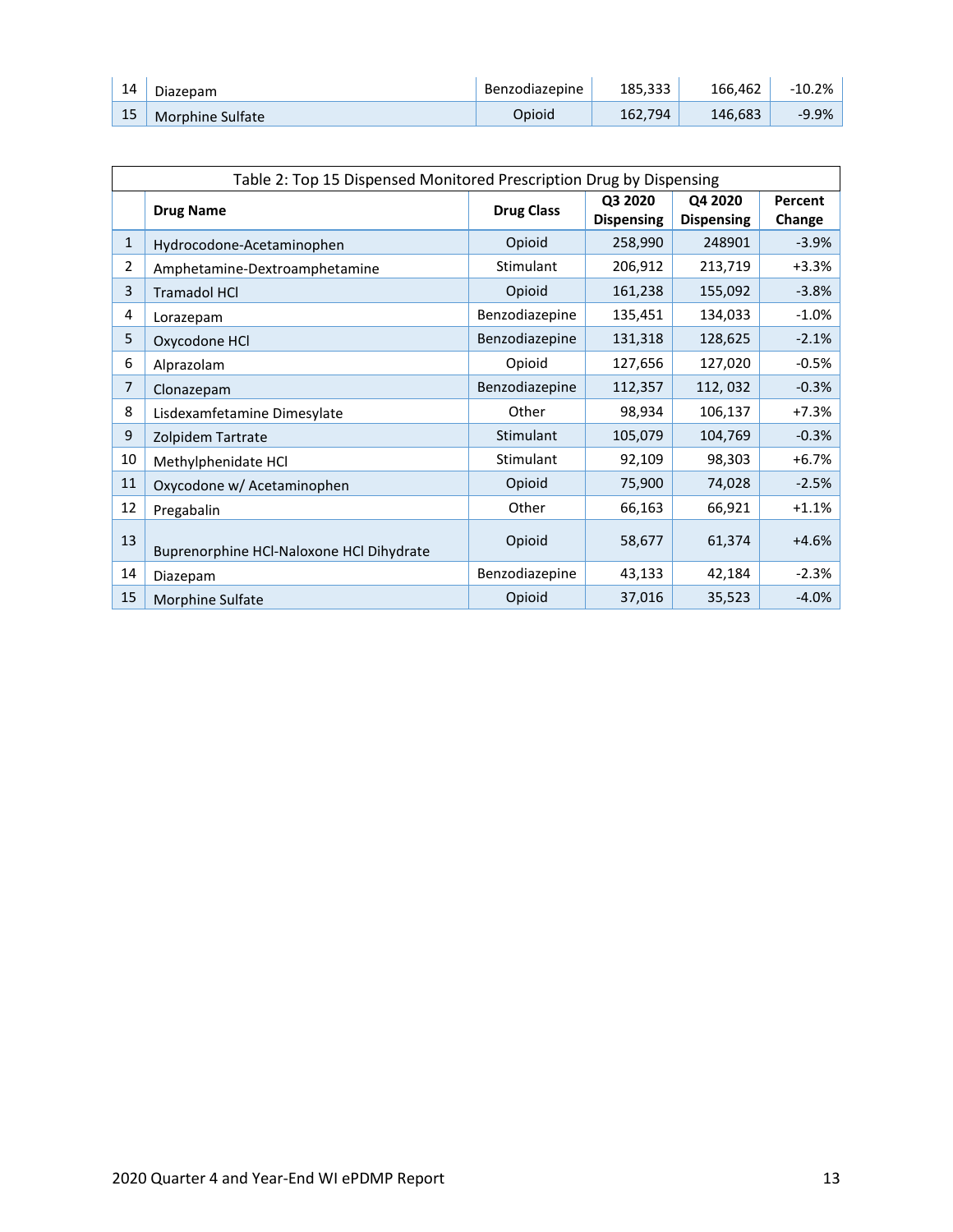|  |  |  |  |  |  |
|---|---|---|---|---|---|
| 14 | Diazepam | Benzodiazepine | 185,333 | 166,462 | -10.2% |
| 15 | Morphine Sulfate | Opioid | 162,794 | 146,683 | -9.9% |

| Table 2: Top 15 Dispensed Monitored Prescription Drug by Dispensing | | | | | |
|---|---|---|---|---|---|
| | **Drug Name** | **Drug Class** | **Q3 2020 Dispensing** | **Q4 2020 Dispensing** | **Percent Change** |
| 1 | Hydrocodone-Acetaminophen | Opioid | 258,990 | 248901 | -3.9% |
| 2 | Amphetamine-Dextroamphetamine | Stimulant | 206,912 | 213,719 | +3.3% |
| 3 | Tramadol HCl | Opioid | 161,238 | 155,092 | -3.8% |
| 4 | Lorazepam | Benzodiazepine | 135,451 | 134,033 | -1.0% |
| 5 | Oxycodone HCl | Benzodiazepine | 131,318 | 128,625 | -2.1% |
| 6 | Alprazolam | Opioid | 127,656 | 127,020 | -0.5% |
| 7 | Clonazepam | Benzodiazepine | 112,357 | 112, 032 | -0.3% |
| 8 | Lisdexamfetamine Dimesylate | Other | 98,934 | 106,137 | +7.3% |
| 9 | Zolpidem Tartrate | Stimulant | 105,079 | 104,769 | -0.3% |
| 10 | Methylphenidate HCl | Stimulant | 92,109 | 98,303 | +6.7% |
| 11 | Oxycodone w/ Acetaminophen | Opioid | 75,900 | 74,028 | -2.5% |
| 12 | Pregabalin | Other | 66,163 | 66,921 | +1.1% |
| 13 | Buprenorphine HCl-Naloxone HCl Dihydrate | Opioid | 58,677 | 61,374 | +4.6% |
| 14 | Diazepam | Benzodiazepine | 43,133 | 42,184 | -2.3% |
| 15 | Morphine Sulfate | Opioid | 37,016 | 35,523 | -4.0% |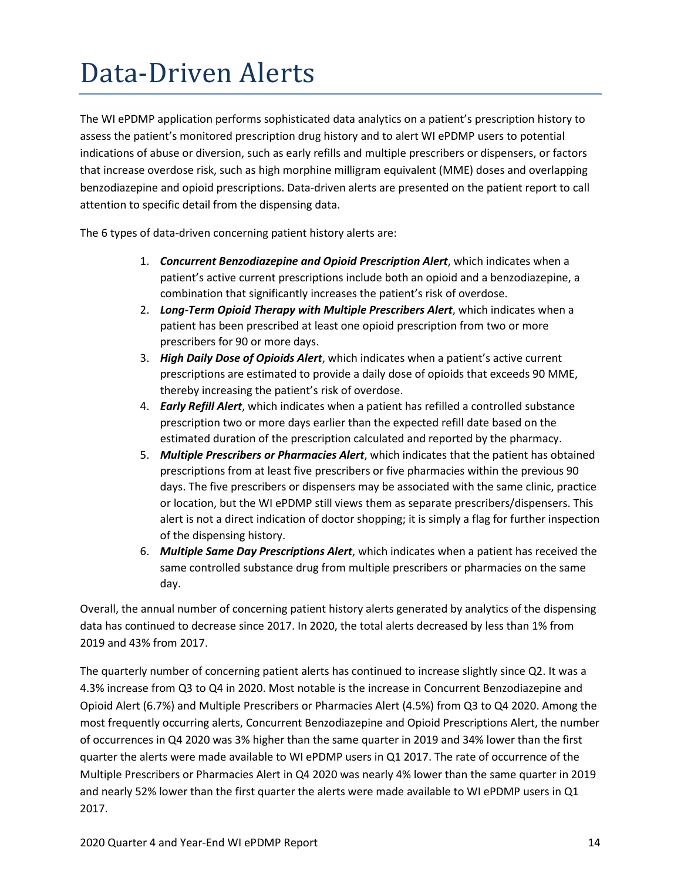# Data-Driven Alerts

The WI ePDMP application performs sophisticated data analytics on a patient's prescription history to assess the patient's monitored prescription drug history and to alert WI ePDMP users to potential indications of abuse or diversion, such as early refills and multiple prescribers or dispensers, or factors that increase overdose risk, such as high morphine milligram equivalent (MME) doses and overlapping benzodiazepine and opioid prescriptions. Data-driven alerts are presented on the patient report to call attention to specific detail from the dispensing data.

The 6 types of data-driven concerning patient history alerts are:

1. ***Concurrent Benzodiazepine and Opioid Prescription Alert***, which indicates when a patient's active current prescriptions include both an opioid and a benzodiazepine, a combination that significantly increases the patient's risk of overdose.
2. ***Long-Term Opioid Therapy with Multiple Prescribers Alert***, which indicates when a patient has been prescribed at least one opioid prescription from two or more prescribers for 90 or more days.
3. ***High Daily Dose of Opioids Alert***, which indicates when a patient's active current prescriptions are estimated to provide a daily dose of opioids that exceeds 90 MME, thereby increasing the patient's risk of overdose.
4. ***Early Refill Alert***, which indicates when a patient has refilled a controlled substance prescription two or more days earlier than the expected refill date based on the estimated duration of the prescription calculated and reported by the pharmacy.
5. ***Multiple Prescribers or Pharmacies Alert***, which indicates that the patient has obtained prescriptions from at least five prescribers or five pharmacies within the previous 90 days. The five prescribers or dispensers may be associated with the same clinic, practice or location, but the WI ePDMP still views them as separate prescribers/dispensers. This alert is not a direct indication of doctor shopping; it is simply a flag for further inspection of the dispensing history.
6. ***Multiple Same Day Prescriptions Alert***, which indicates when a patient has received the same controlled substance drug from multiple prescribers or pharmacies on the same day.

Overall, the annual number of concerning patient history alerts generated by analytics of the dispensing data has continued to decrease since 2017. In 2020, the total alerts decreased by less than 1% from 2019 and 43% from 2017.

The quarterly number of concerning patient alerts has continued to increase slightly since Q2. It was a 4.3% increase from Q3 to Q4 in 2020. Most notable is the increase in Concurrent Benzodiazepine and Opioid Alert (6.7%) and Multiple Prescribers or Pharmacies Alert (4.5%) from Q3 to Q4 2020. Among the most frequently occurring alerts, Concurrent Benzodiazepine and Opioid Prescriptions Alert, the number of occurrences in Q4 2020 was 3% higher than the same quarter in 2019 and 34% lower than the first quarter the alerts were made available to WI ePDMP users in Q1 2017. The rate of occurrence of the Multiple Prescribers or Pharmacies Alert in Q4 2020 was nearly 4% lower than the same quarter in 2019 and nearly 52% lower than the first quarter the alerts were made available to WI ePDMP users in Q1 2017.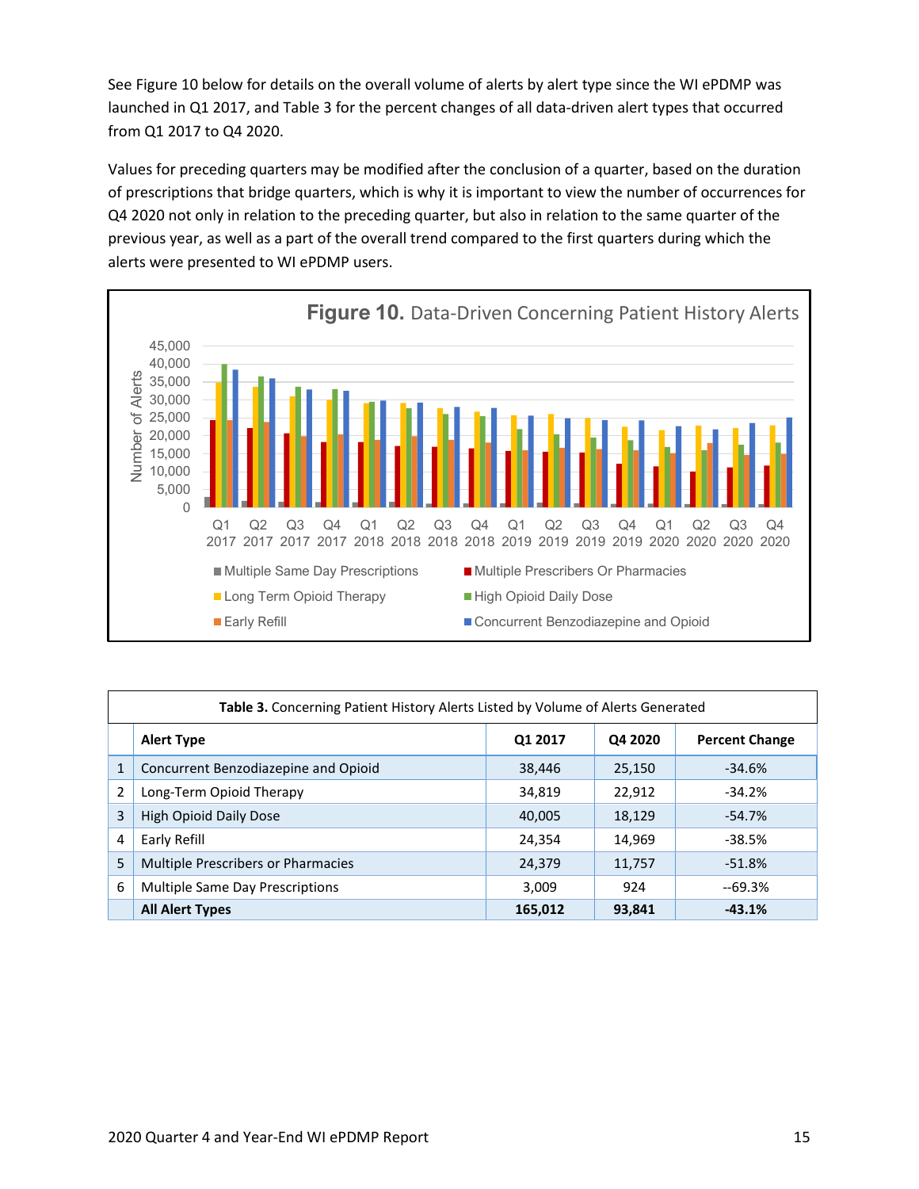See Figure 10 below for details on the overall volume of alerts by alert type since the WI ePDMP was launched in Q1 2017, and Table 3 for the percent changes of all data-driven alert types that occurred from Q1 2017 to Q4 2020.

Values for preceding quarters may be modified after the conclusion of a quarter, based on the duration of prescriptions that bridge quarters, which is why it is important to view the number of occurrences for Q4 2020 not only in relation to the preceding quarter, but also in relation to the same quarter of the previous year, as well as a part of the overall trend compared to the first quarters during which the alerts were presented to WI ePDMP users.

**Figure 10.** Data-Driven Concerning Patient History Alerts

| | Alert Type | Q1 2017 | Q4 2020 | Percent Change |
|---|---|---|---|---|
| 1 | Concurrent Benzodiazepine and Opioid | 38,446 | 25,150 | -34.6% |
| 2 | Long-Term Opioid Therapy | 34,819 | 22,912 | -34.2% |
| 3 | High Opioid Daily Dose | 40,005 | 18,129 | -54.7% |
| 4 | Early Refill | 24,354 | 14,969 | -38.5% |
| 5 | Multiple Prescribers or Pharmacies | 24,379 | 11,757 | -51.8% |
| 6 | Multiple Same Day Prescriptions | 3,009 | 924 | --69.3% |
| | **All Alert Types** | **165,012** | **93,841** | **-43.1%** |

**Table 3.** Concerning Patient History Alerts Listed by Volume of Alerts Generated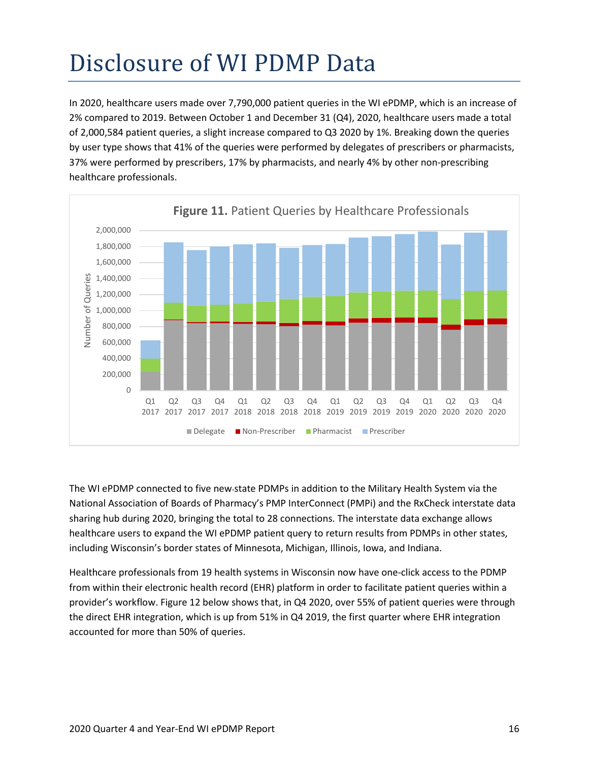# Disclosure of WI PDMP Data

In 2020, healthcare users made over 7,790,000 patient queries in the WI ePDMP, which is an increase of 2% compared to 2019. Between October 1 and December 31 (Q4), 2020, healthcare users made a total of 2,000,584 patient queries, a slight increase compared to Q3 2020 by 1%. Breaking down the queries by user type shows that 41% of the queries were performed by delegates of prescribers or pharmacists, 37% were performed by prescribers, 17% by pharmacists, and nearly 4% by other non-prescribing healthcare professionals.

**Figure 11.** Patient Queries by Healthcare Professionals

The WI ePDMP connected to five new-state PDMPs in addition to the Military Health System via the National Association of Boards of Pharmacy's PMP InterConnect (PMPi) and the RxCheck interstate data sharing hub during 2020, bringing the total to 28 connections. The interstate data exchange allows healthcare users to expand the WI ePDMP patient query to return results from PDMPs in other states, including Wisconsin's border states of Minnesota, Michigan, Illinois, Iowa, and Indiana.

Healthcare professionals from 19 health systems in Wisconsin now have one-click access to the PDMP from within their electronic health record (EHR) platform in order to facilitate patient queries within a provider's workflow. Figure 12 below shows that, in Q4 2020, over 55% of patient queries were through the direct EHR integration, which is up from 51% in Q4 2019, the first quarter where EHR integration accounted for more than 50% of queries.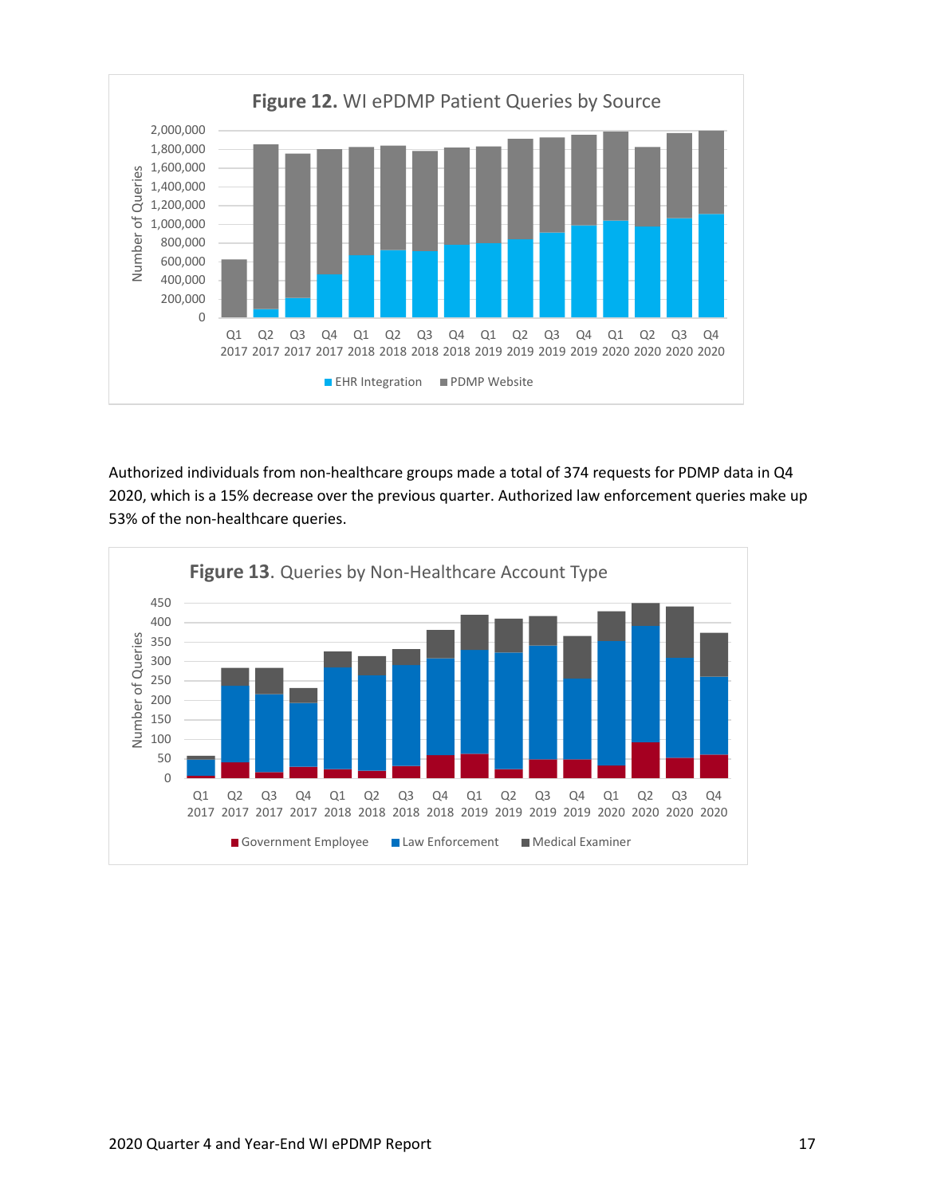**Figure 12.** WI ePDMP Patient Queries by Source

Authorized individuals from non-healthcare groups made a total of 374 requests for PDMP data in Q4 2020, which is a 15% decrease over the previous quarter. Authorized law enforcement queries make up 53% of the non-healthcare queries.

**Figure 13**. Queries by Non-Healthcare Account Type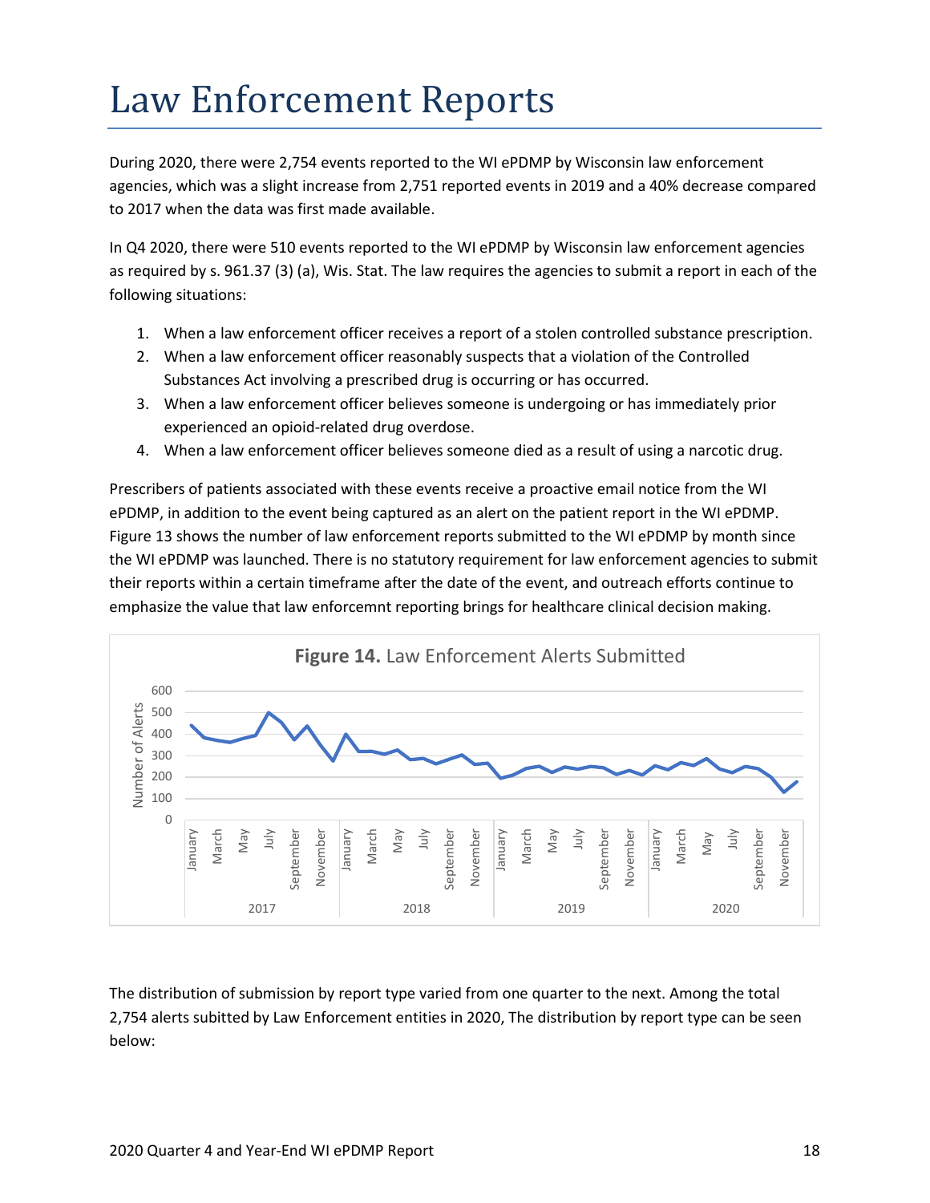# Law Enforcement Reports

During 2020, there were 2,754 events reported to the WI ePDMP by Wisconsin law enforcement agencies, which was a slight increase from 2,751 reported events in 2019 and a 40% decrease compared to 2017 when the data was first made available.

In Q4 2020, there were 510 events reported to the WI ePDMP by Wisconsin law enforcement agencies as required by s. 961.37 (3) (a), Wis. Stat. The law requires the agencies to submit a report in each of the following situations:

1. When a law enforcement officer receives a report of a stolen controlled substance prescription.
2. When a law enforcement officer reasonably suspects that a violation of the Controlled Substances Act involving a prescribed drug is occurring or has occurred.
3. When a law enforcement officer believes someone is undergoing or has immediately prior experienced an opioid-related drug overdose.
4. When a law enforcement officer believes someone died as a result of using a narcotic drug.

Prescribers of patients associated with these events receive a proactive email notice from the WI ePDMP, in addition to the event being captured as an alert on the patient report in the WI ePDMP. Figure 13 shows the number of law enforcement reports submitted to the WI ePDMP by month since the WI ePDMP was launched. There is no statutory requirement for law enforcement agencies to submit their reports within a certain timeframe after the date of the event, and outreach efforts continue to emphasize the value that law enforcemnt reporting brings for healthcare clinical decision making.

**Figure 14.** Law Enforcement Alerts Submitted

The distribution of submission by report type varied from one quarter to the next. Among the total 2,754 alerts subitted by Law Enforcement entities in 2020, The distribution by report type can be seen below: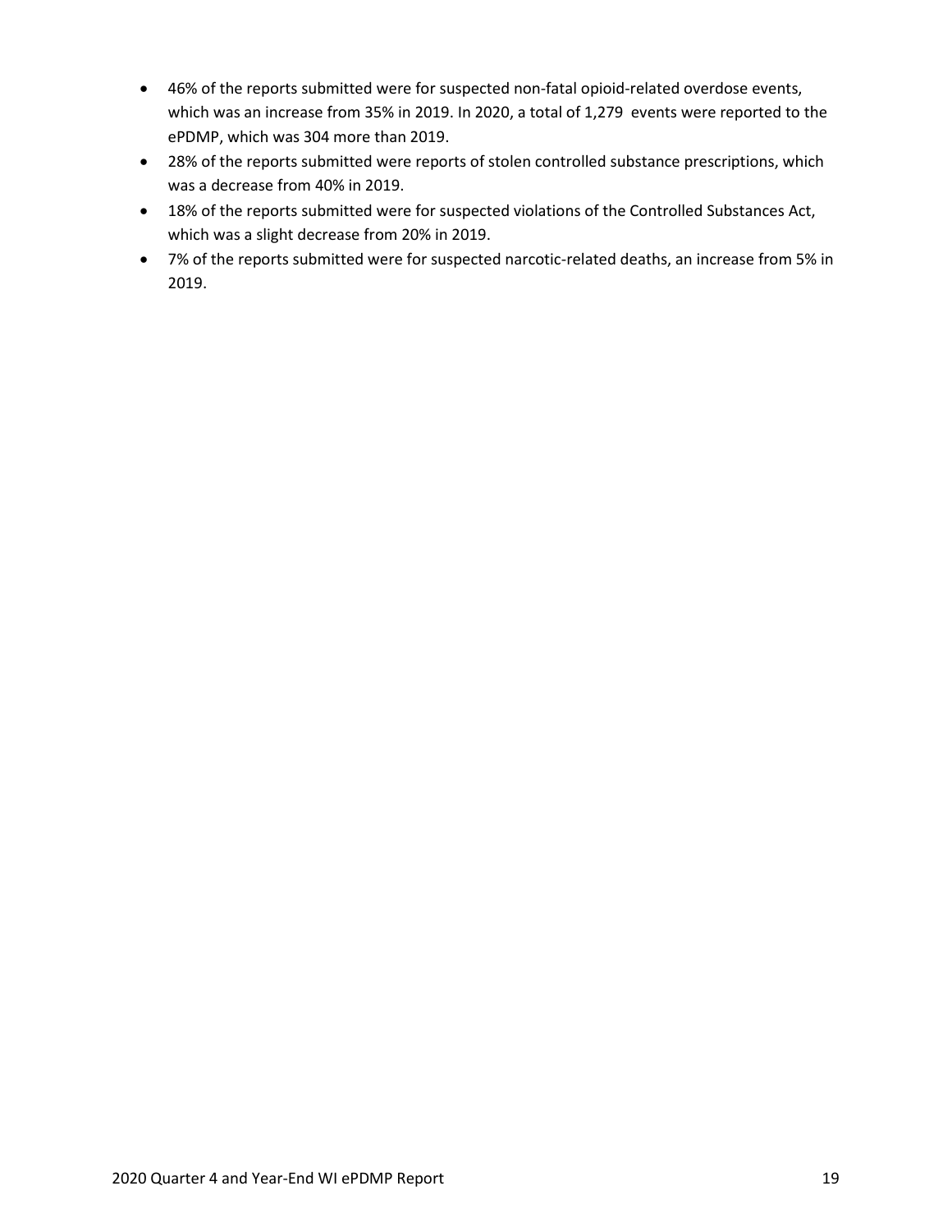- 46% of the reports submitted were for suspected non-fatal opioid-related overdose events, which was an increase from 35% in 2019. In 2020, a total of 1,279 events were reported to the ePDMP, which was 304 more than 2019.
- 28% of the reports submitted were reports of stolen controlled substance prescriptions, which was a decrease from 40% in 2019.
- 18% of the reports submitted were for suspected violations of the Controlled Substances Act, which was a slight decrease from 20% in 2019.
- 7% of the reports submitted were for suspected narcotic-related deaths, an increase from 5% in 2019.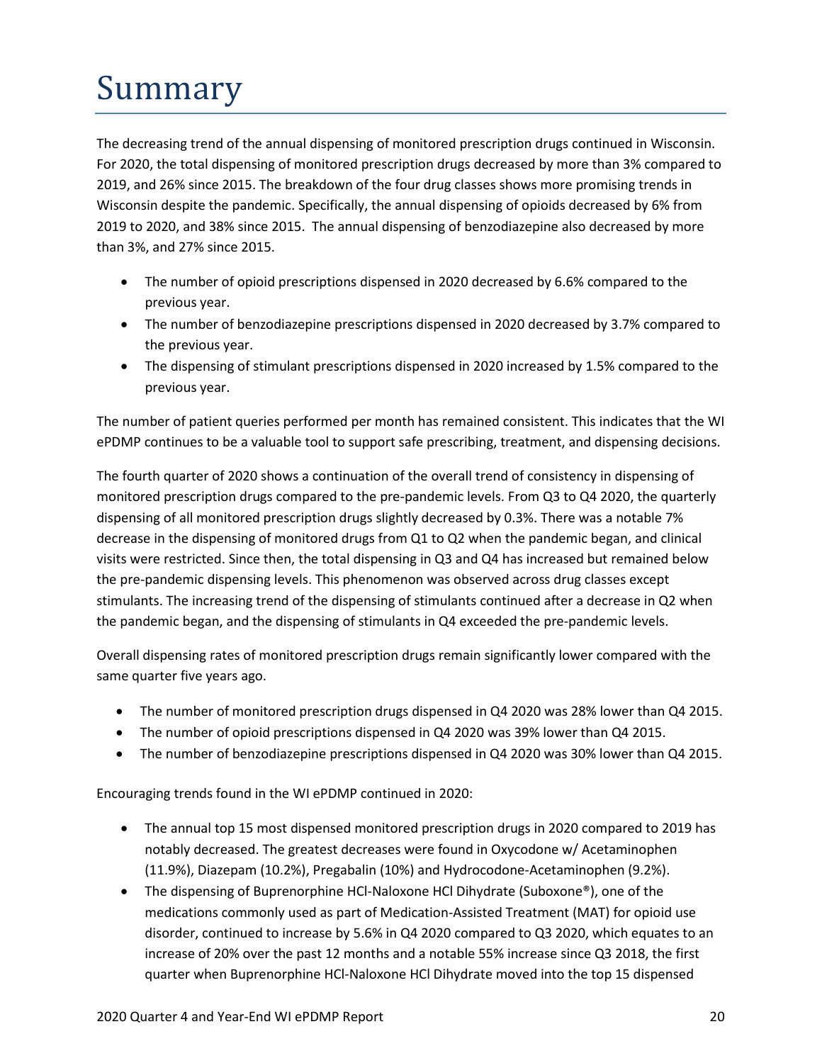# Summary

The decreasing trend of the annual dispensing of monitored prescription drugs continued in Wisconsin. For 2020, the total dispensing of monitored prescription drugs decreased by more than 3% compared to 2019, and 26% since 2015. The breakdown of the four drug classes shows more promising trends in Wisconsin despite the pandemic. Specifically, the annual dispensing of opioids decreased by 6% from 2019 to 2020, and 38% since 2015. The annual dispensing of benzodiazepine also decreased by more than 3%, and 27% since 2015.

- The number of opioid prescriptions dispensed in 2020 decreased by 6.6% compared to the previous year.
- The number of benzodiazepine prescriptions dispensed in 2020 decreased by 3.7% compared to the previous year.
- The dispensing of stimulant prescriptions dispensed in 2020 increased by 1.5% compared to the previous year.

The number of patient queries performed per month has remained consistent. This indicates that the WI ePDMP continues to be a valuable tool to support safe prescribing, treatment, and dispensing decisions.

The fourth quarter of 2020 shows a continuation of the overall trend of consistency in dispensing of monitored prescription drugs compared to the pre-pandemic levels. From Q3 to Q4 2020, the quarterly dispensing of all monitored prescription drugs slightly decreased by 0.3%. There was a notable 7% decrease in the dispensing of monitored drugs from Q1 to Q2 when the pandemic began, and clinical visits were restricted. Since then, the total dispensing in Q3 and Q4 has increased but remained below the pre-pandemic dispensing levels. This phenomenon was observed across drug classes except stimulants. The increasing trend of the dispensing of stimulants continued after a decrease in Q2 when the pandemic began, and the dispensing of stimulants in Q4 exceeded the pre-pandemic levels.

Overall dispensing rates of monitored prescription drugs remain significantly lower compared with the same quarter five years ago.

- The number of monitored prescription drugs dispensed in Q4 2020 was 28% lower than Q4 2015.
- The number of opioid prescriptions dispensed in Q4 2020 was 39% lower than Q4 2015.
- The number of benzodiazepine prescriptions dispensed in Q4 2020 was 30% lower than Q4 2015.

Encouraging trends found in the WI ePDMP continued in 2020:

- The annual top 15 most dispensed monitored prescription drugs in 2020 compared to 2019 has notably decreased. The greatest decreases were found in Oxycodone w/ Acetaminophen (11.9%), Diazepam (10.2%), Pregabalin (10%) and Hydrocodone-Acetaminophen (9.2%).
- The dispensing of Buprenorphine HCl-Naloxone HCl Dihydrate (Suboxone®), one of the medications commonly used as part of Medication-Assisted Treatment (MAT) for opioid use disorder, continued to increase by 5.6% in Q4 2020 compared to Q3 2020, which equates to an increase of 20% over the past 12 months and a notable 55% increase since Q3 2018, the first quarter when Buprenorphine HCl-Naloxone HCl Dihydrate moved into the top 15 dispensed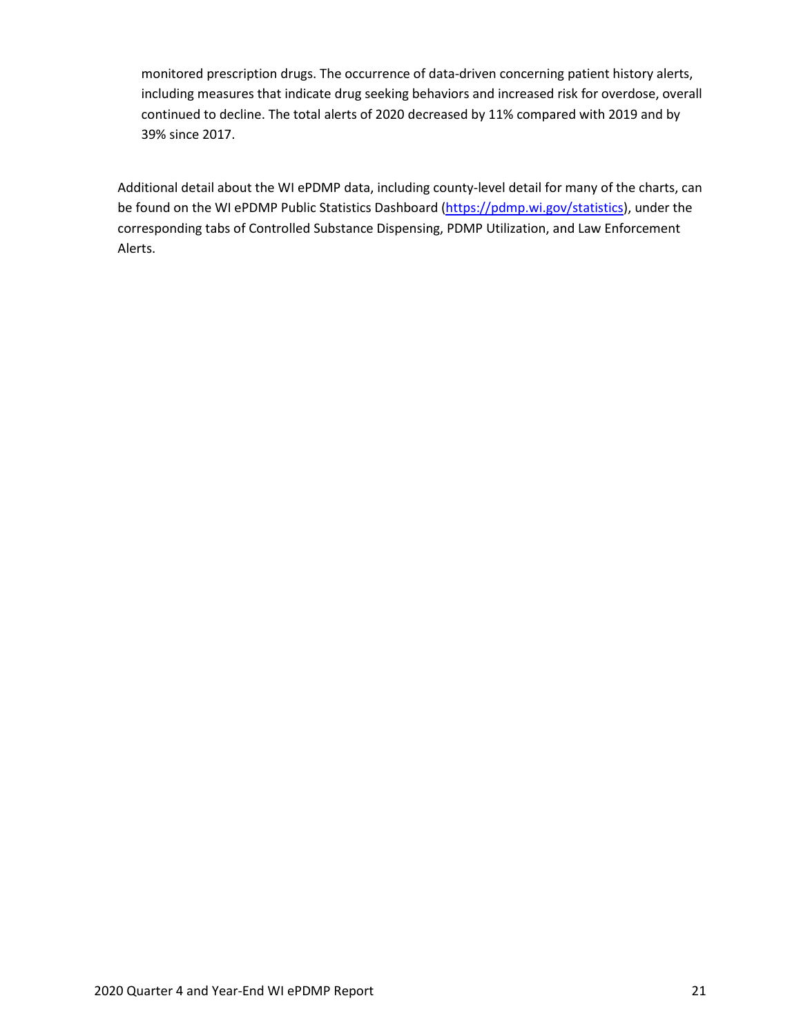monitored prescription drugs. The occurrence of data-driven concerning patient history alerts, including measures that indicate drug seeking behaviors and increased risk for overdose, overall continued to decline. The total alerts of 2020 decreased by 11% compared with 2019 and by 39% since 2017.

Additional detail about the WI ePDMP data, including county-level detail for many of the charts, can be found on the WI ePDMP Public Statistics Dashboard ([https://pdmp.wi.gov/statistics](https://pdmp.wi.gov/statistics)), under the corresponding tabs of Controlled Substance Dispensing, PDMP Utilization, and Law Enforcement Alerts.